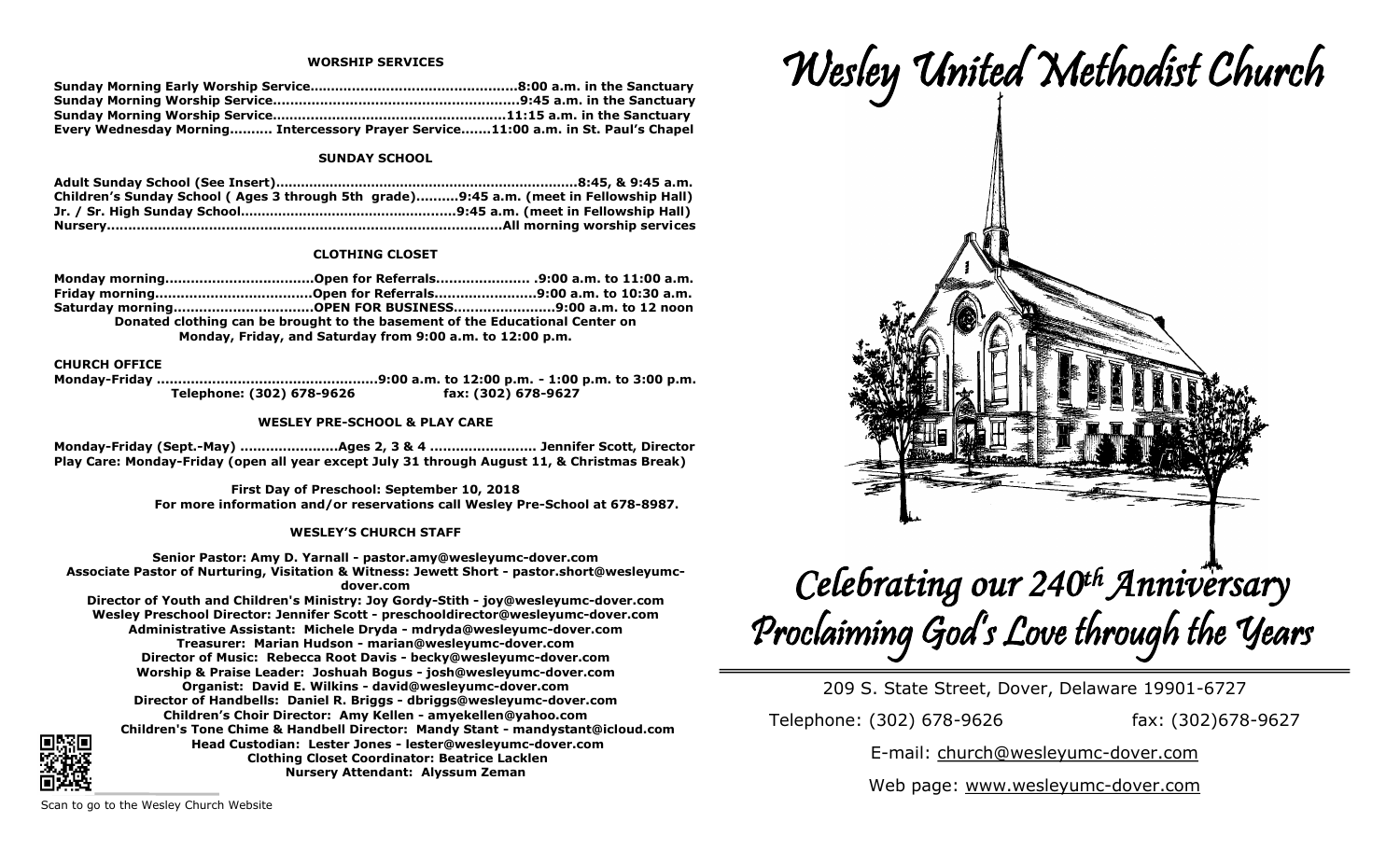## WORSHIP SERVICES

**Sunday Morning Early Worship Service................................................8:00 a.m. in the Sanctuary**
**Sunday Morning Worship Service.........................................................9:45 a.m. in the Sanctuary**
**Sunday Morning Worship Service.....................................................11:15 a.m. in the Sanctuary**
**Every Wednesday Morning.......... Intercessory Prayer Service.......11:00 a.m. in St. Paul's Chapel**

## SUNDAY SCHOOL

**Adult Sunday School (See Insert)......................................................................8:45, & 9:45 a.m.**
**Children's Sunday School ( Ages 3 through 5th grade)..........9:45 a.m. (meet in Fellowship Hall)**
**Jr. / Sr. High Sunday School..................................................9:45 a.m. (meet in Fellowship Hall)**
**Nursery..........................................................................................All morning worship services**

## CLOTHING CLOSET

**Monday morning..................................Open for Referrals..................... .9:00 a.m. to 11:00 a.m.**
**Friday morning....................................Open for Referrals.......................9:00 a.m. to 10:30 a.m.**
**Saturday morning................................OPEN FOR BUSINESS.......................9:00 a.m. to 12 noon**
**Donated clothing can be brought to the basement of the Educational Center on Monday, Friday, and Saturday from 9:00 a.m. to 12:00 p.m.**

## CHURCH OFFICE

**Monday-Friday ..................................................9:00 a.m. to 12:00 p.m. - 1:00 p.m. to 3:00 p.m.**
**Telephone: (302) 678-9626 fax: (302) 678-9627**

## WESLEY PRE-SCHOOL & PLAY CARE

**Monday-Friday (Sept.-May) ......................Ages 2, 3 & 4 ........................ Jennifer Scott, Director**
**Play Care: Monday-Friday (open all year except July 31 through August 11, & Christmas Break)**

**First Day of Preschool: September 10, 2018**
**For more information and/or reservations call Wesley Pre-School at 678-8987.**

## WESLEY'S CHURCH STAFF

**Senior Pastor: Amy D. Yarnall - pastor.amy@wesleyumc-dover.com**
**Associate Pastor of Nurturing, Visitation & Witness: Jewett Short - pastor.short@wesleyumc-dover.com**
**Director of Youth and Children's Ministry: Joy Gordy-Stith - joy@wesleyumc-dover.com**
**Wesley Preschool Director: Jennifer Scott - preschooldirector@wesleyumc-dover.com**
**Administrative Assistant: Michele Dryda - mdryda@wesleyumc-dover.com**
**Treasurer: Marian Hudson - marian@wesleyumc-dover.com**
**Director of Music: Rebecca Root Davis - becky@wesleyumc-dover.com**
**Worship & Praise Leader: Joshuah Bogus - josh@wesleyumc-dover.com**
**Organist: David E. Wilkins - david@wesleyumc-dover.com**
**Director of Handbells: Daniel R. Briggs - dbriggs@wesleyumc-dover.com**
**Children's Choir Director: Amy Kellen - amyekellen@yahoo.com**
**Children's Tone Chime & Handbell Director: Mandy Stant - mandystant@icloud.com**
**Head Custodian: Lester Jones - lester@wesleyumc-dover.com**
**Clothing Closet Coordinator: Beatrice Lacklen**
**Nursery Attendant: Alyssum Zeman**

Scan to go to the Wesley Church Website

# *Wesley United Methodist Church*

## *Celebrating our 240th Anniversary*
## *Proclaiming God's Love through the Years*

209 S. State Street, Dover, Delaware 19901-6727

Telephone: (302) 678-9626 fax: (302)678-9627

E-mail: church@wesleyumc-dover.com

Web page: www.wesleyumc-dover.com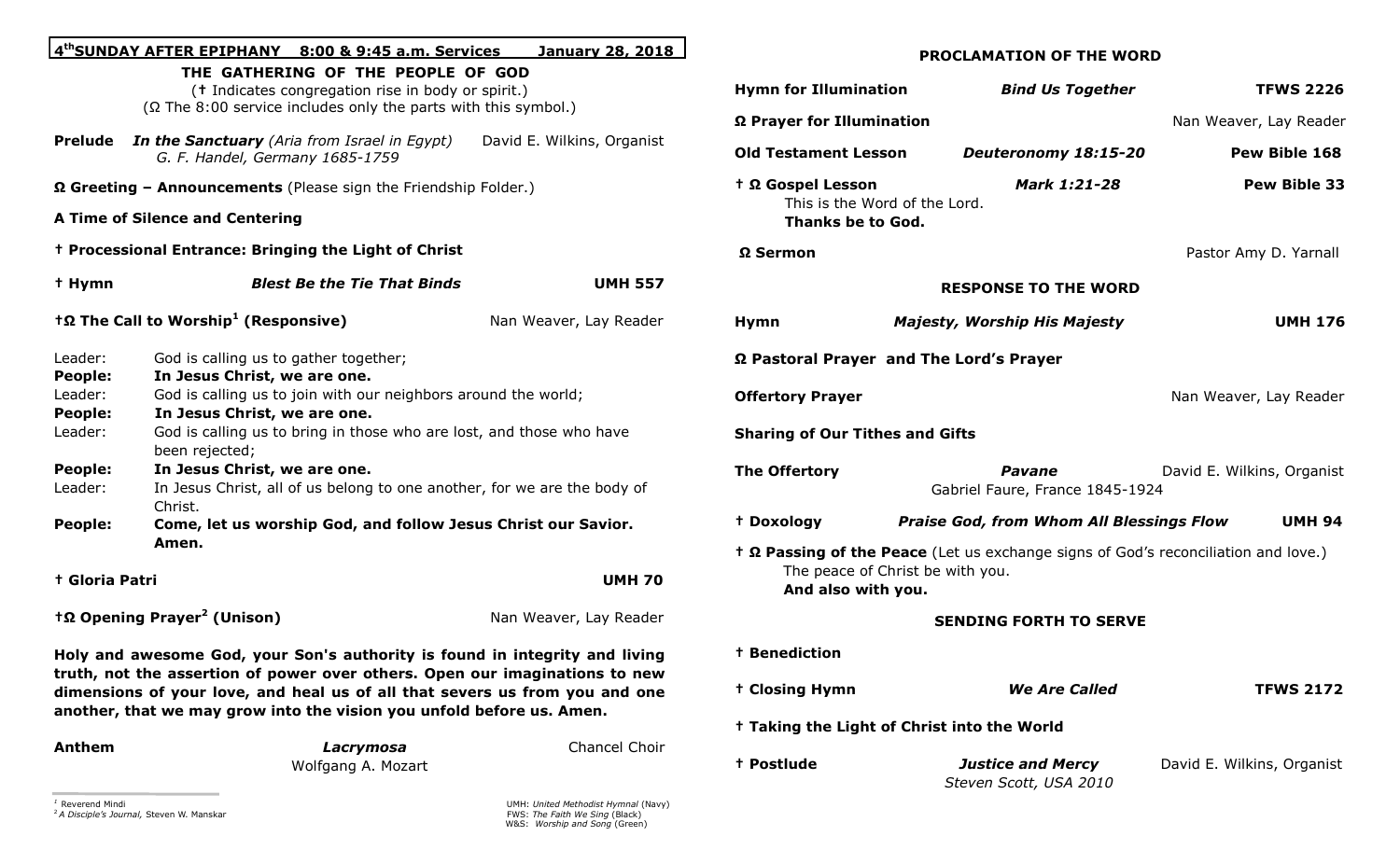**4[th]SUNDAY AFTER EPIPHANY 8:00 & 9:45 a.m. Services January 28, 2018**

## THE GATHERING OF THE PEOPLE OF GOD

(**†** Indicates congregation rise in body or spirit.)
(Ω The 8:00 service includes only the parts with this symbol.)

**Prelude** ***In the Sanctuary*** *(Aria from Israel in Egypt)* David E. Wilkins, Organist
*G. F. Handel, Germany 1685-1759*

**Ω Greeting – Announcements** (Please sign the Friendship Folder.)

**A Time of Silence and Centering**

**† Processional Entrance: Bringing the Light of Christ**

**† Hymn** ***Blest Be the Tie That Binds*** **UMH 557**

**†Ω The Call to Worship[1] (Responsive)** Nan Weaver, Lay Reader

Leader: God is calling us to gather together;
**People: In Jesus Christ, we are one.**
Leader: God is calling us to join with our neighbors around the world;
**People: In Jesus Christ, we are one.**
Leader: God is calling us to bring in those who are lost, and those who have been rejected;
**People: In Jesus Christ, we are one.**
Leader: In Jesus Christ, all of us belong to one another, for we are the body of Christ.
**People: Come, let us worship God, and follow Jesus Christ our Savior. Amen.**

**† Gloria Patri** **UMH 70**

**†Ω Opening Prayer[2] (Unison)** Nan Weaver, Lay Reader

**Holy and awesome God, your Son's authority is found in integrity and living truth, not the assertion of power over others. Open our imaginations to new dimensions of your love, and heal us of all that severs us from you and one another, that we may grow into the vision you unfold before us. Amen.**

**Anthem** ***Lacrymosa*** Chancel Choir
Wolfgang A. Mozart

[1] Reverend Mindi
[2] *A Disciple's Journal,* Steven W. Manskar

UMH: *United Methodist Hymnal* (Navy)
FWS: *The Faith We Sing* (Black)
W&S: *Worship and Song* (Green)

## PROCLAMATION OF THE WORD

**Hymn for Illumination** ***Bind Us Together*** **TFWS 2226**

**Ω Prayer for Illumination** Nan Weaver, Lay Reader

**Old Testament Lesson** ***Deuteronomy 18:15-20*** **Pew Bible 168**

**† Ω Gospel Lesson** ***Mark 1:21-28*** **Pew Bible 33**
This is the Word of the Lord.
**Thanks be to God.**

**Ω Sermon** Pastor Amy D. Yarnall

## RESPONSE TO THE WORD

**Hymn** ***Majesty, Worship His Majesty*** **UMH 176**

**Ω Pastoral Prayer and The Lord's Prayer**

**Offertory Prayer** Nan Weaver, Lay Reader

**Sharing of Our Tithes and Gifts**

**The Offertory** ***Pavane*** David E. Wilkins, Organist
Gabriel Faure, France 1845-1924

**† Doxology** ***Praise God, from Whom All Blessings Flow*** **UMH 94**

**† Ω Passing of the Peace** (Let us exchange signs of God's reconciliation and love.)
The peace of Christ be with you.
**And also with you.**

## SENDING FORTH TO SERVE

**† Benediction**

**† Closing Hymn** ***We Are Called*** **TFWS 2172**

**† Taking the Light of Christ into the World**

**† Postlude** ***Justice and Mercy*** David E. Wilkins, Organist
*Steven Scott, USA 2010*